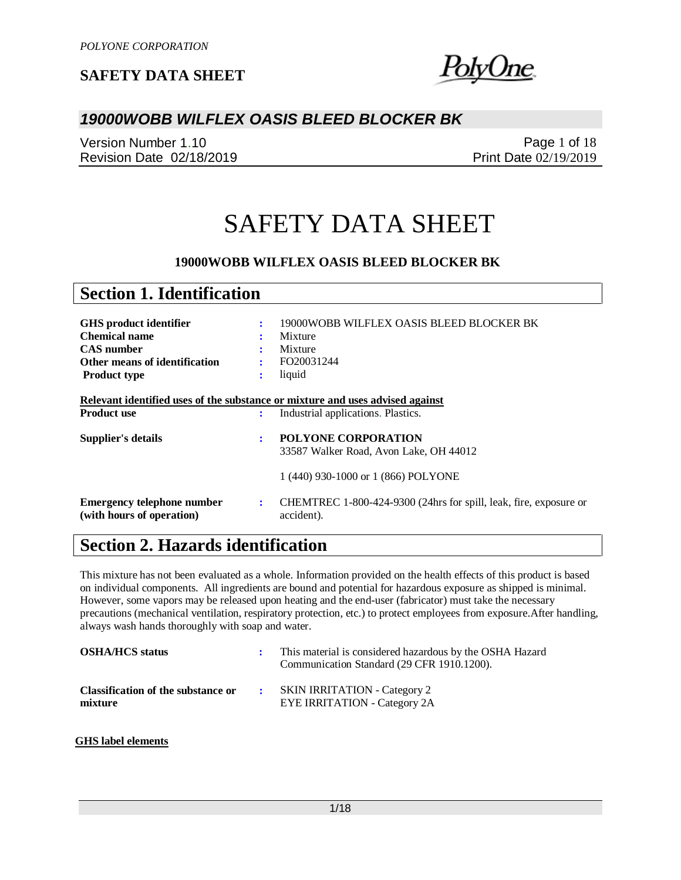# SAFETY DATA SHEET

**19000WOBB WILFLEX OASIS BLEED BLOCKER BK**

## Section 1. Identification

| | | |
|---|---|---|
| **GHS product identifier** | : | 19000WOBB WILFLEX OASIS BLEED BLOCKER BK |
| **Chemical name** | : | Mixture |
| **CAS number** | : | Mixture |
| **Other means of identification** | : | FO20031244 |
| **Product type** | : | liquid |

**Relevant identified uses of the substance or mixture and uses advised against**

| | | |
|---|---|---|
| **Product use** | : | Industrial applications. Plastics. |
| **Supplier's details** | : | **POLYONE CORPORATION**<br>33587 Walker Road, Avon Lake, OH 44012<br><br>1 (440) 930-1000 or 1 (866) POLYONE |
| **Emergency telephone number (with hours of operation)** | : | CHEMTREC 1-800-424-9300 (24hrs for spill, leak, fire, exposure or accident). |

## Section 2. Hazards identification

This mixture has not been evaluated as a whole. Information provided on the health effects of this product is based on individual components. All ingredients are bound and potential for hazardous exposure as shipped is minimal. However, some vapors may be released upon heating and the end-user (fabricator) must take the necessary precautions (mechanical ventilation, respiratory protection, etc.) to protect employees from exposure.After handling, always wash hands thoroughly with soap and water.

| | | |
|---|---|---|
| **OSHA/HCS status** | : | This material is considered hazardous by the OSHA Hazard Communication Standard (29 CFR 1910.1200). |
| **Classification of the substance or mixture** | : | SKIN IRRITATION - Category 2<br>EYE IRRITATION - Category 2A |

**GHS label elements**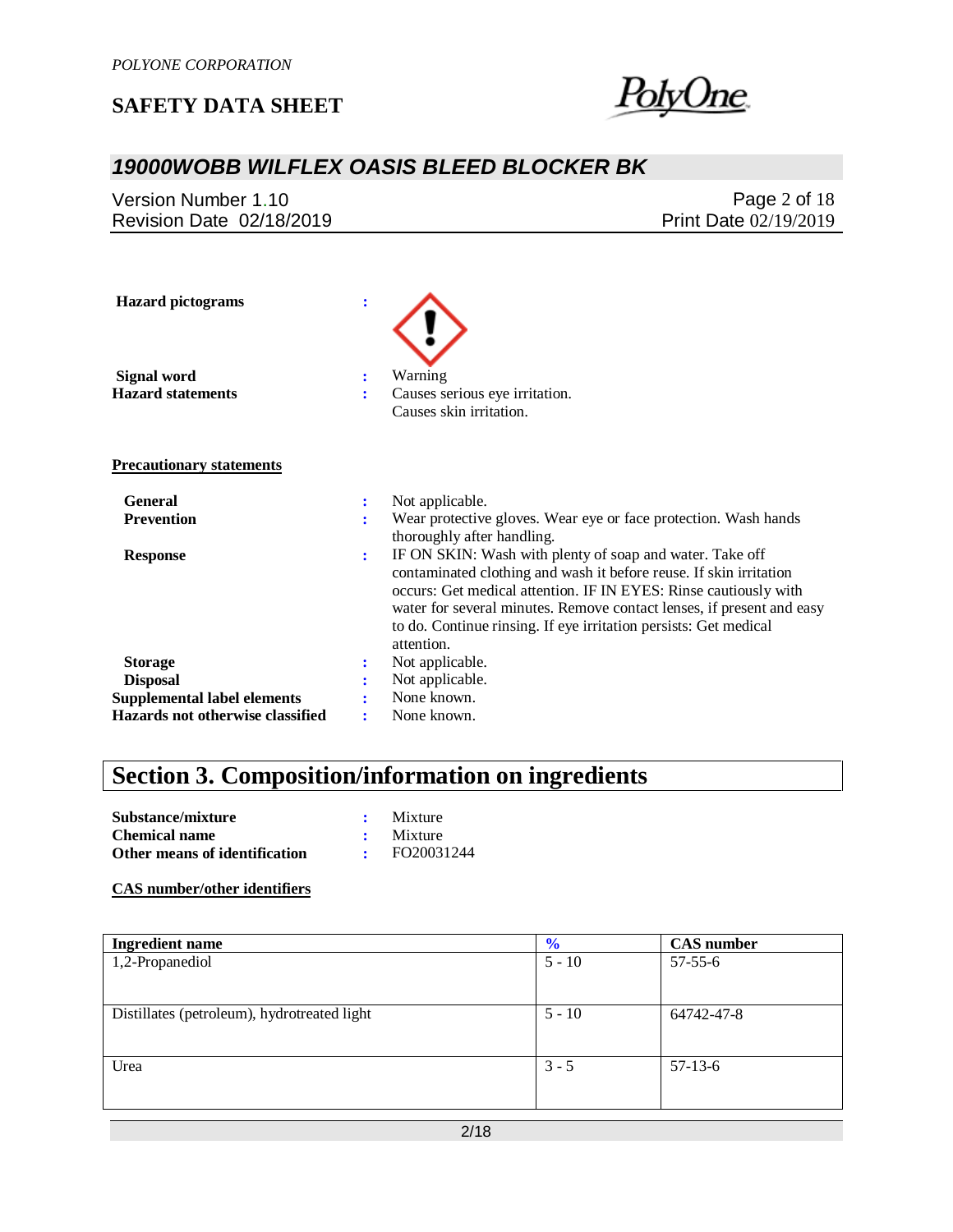**Hazard pictograms** :

**Signal word** : Warning

**Hazard statements** : Causes serious eye irritation.
Causes skin irritation.

**Precautionary statements**

**General** : Not applicable.

**Prevention** : Wear protective gloves. Wear eye or face protection. Wash hands thoroughly after handling.

**Response** : IF ON SKIN: Wash with plenty of soap and water. Take off contaminated clothing and wash it before reuse. If skin irritation occurs: Get medical attention. IF IN EYES: Rinse cautiously with water for several minutes. Remove contact lenses, if present and easy to do. Continue rinsing. If eye irritation persists: Get medical attention.

**Storage** : Not applicable.

**Disposal** : Not applicable.

**Supplemental label elements** : None known.

**Hazards not otherwise classified** : None known.

# Section 3. Composition/information on ingredients

**Substance/mixture** : Mixture

**Chemical name** : Mixture

**Other means of identification** : FO20031244

**CAS number/other identifiers**

| Ingredient name | % | CAS number |
|---|---|---|
| 1,2-Propanediol | 5 - 10 | 57-55-6 |
| Distillates (petroleum), hydrotreated light | 5 - 10 | 64742-47-8 |
| Urea | 3 - 5 | 57-13-6 |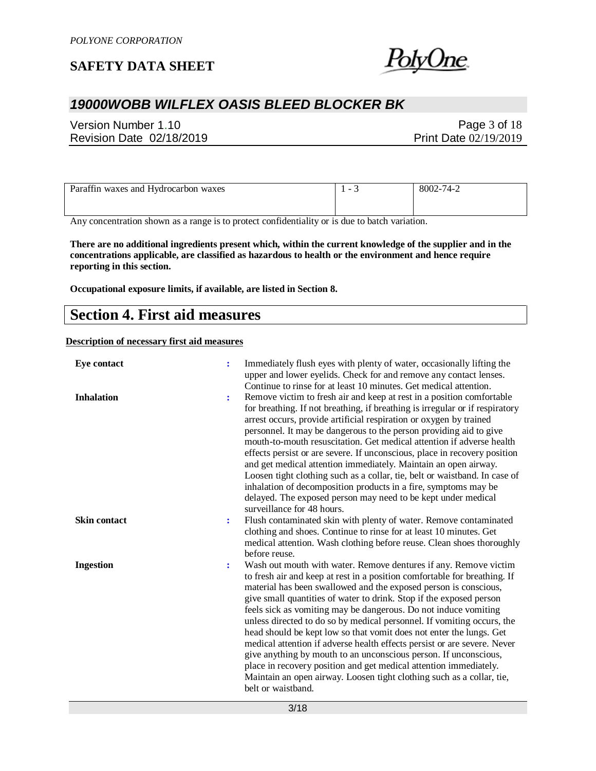| | | |
|---|---|---|
| Paraffin waxes and Hydrocarbon waxes | 1 - 3 | 8002-74-2 |

Any concentration shown as a range is to protect confidentiality or is due to batch variation.

**There are no additional ingredients present which, within the current knowledge of the supplier and in the concentrations applicable, are classified as hazardous to health or the environment and hence require reporting in this section.**

**Occupational exposure limits, if available, are listed in Section 8.**

# Section 4. First aid measures

**Description of necessary first aid measures**

**Eye contact** : Immediately flush eyes with plenty of water, occasionally lifting the upper and lower eyelids. Check for and remove any contact lenses. Continue to rinse for at least 10 minutes. Get medical attention.

**Inhalation** : Remove victim to fresh air and keep at rest in a position comfortable for breathing. If not breathing, if breathing is irregular or if respiratory arrest occurs, provide artificial respiration or oxygen by trained personnel. It may be dangerous to the person providing aid to give mouth-to-mouth resuscitation. Get medical attention if adverse health effects persist or are severe. If unconscious, place in recovery position and get medical attention immediately. Maintain an open airway. Loosen tight clothing such as a collar, tie, belt or waistband. In case of inhalation of decomposition products in a fire, symptoms may be delayed. The exposed person may need to be kept under medical surveillance for 48 hours.

**Skin contact** : Flush contaminated skin with plenty of water. Remove contaminated clothing and shoes. Continue to rinse for at least 10 minutes. Get medical attention. Wash clothing before reuse. Clean shoes thoroughly before reuse.

**Ingestion** : Wash out mouth with water. Remove dentures if any. Remove victim to fresh air and keep at rest in a position comfortable for breathing. If material has been swallowed and the exposed person is conscious, give small quantities of water to drink. Stop if the exposed person feels sick as vomiting may be dangerous. Do not induce vomiting unless directed to do so by medical personnel. If vomiting occurs, the head should be kept low so that vomit does not enter the lungs. Get medical attention if adverse health effects persist or are severe. Never give anything by mouth to an unconscious person. If unconscious, place in recovery position and get medical attention immediately. Maintain an open airway. Loosen tight clothing such as a collar, tie, belt or waistband.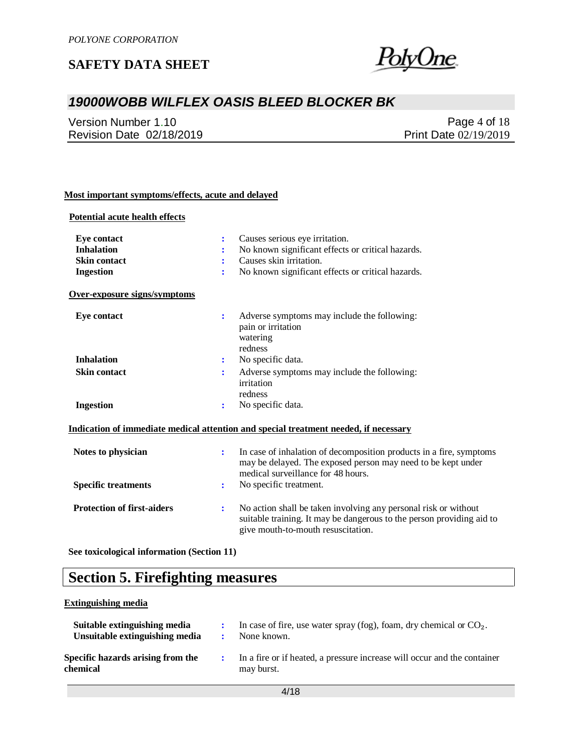**Most important symptoms/effects, acute and delayed**

**Potential acute health effects**

| | | |
|---|---|---|
| **Eye contact** | : | Causes serious eye irritation. |
| **Inhalation** | : | No known significant effects or critical hazards. |
| **Skin contact** | : | Causes skin irritation. |
| **Ingestion** | : | No known significant effects or critical hazards. |

**Over-exposure signs/symptoms**

| | | |
|---|---|---|
| **Eye contact** | : | Adverse symptoms may include the following: pain or irritation watering redness |
| **Inhalation** | : | No specific data. |
| **Skin contact** | : | Adverse symptoms may include the following: irritation redness |
| **Ingestion** | : | No specific data. |

**Indication of immediate medical attention and special treatment needed, if necessary**

| | | |
|---|---|---|
| **Notes to physician** | : | In case of inhalation of decomposition products in a fire, symptoms may be delayed. The exposed person may need to be kept under medical surveillance for 48 hours. |
| **Specific treatments** | : | No specific treatment. |
| **Protection of first-aiders** | : | No action shall be taken involving any personal risk or without suitable training. It may be dangerous to the person providing aid to give mouth-to-mouth resuscitation. |

**See toxicological information (Section 11)**

# Section 5. Firefighting measures

**Extinguishing media**

| | | |
|---|---|---|
| **Suitable extinguishing media** | : | In case of fire, use water spray (fog), foam, dry chemical or $CO_2$. |
| **Unsuitable extinguishing media** | : | None known. |
| **Specific hazards arising from the chemical** | : | In a fire or if heated, a pressure increase will occur and the container may burst. |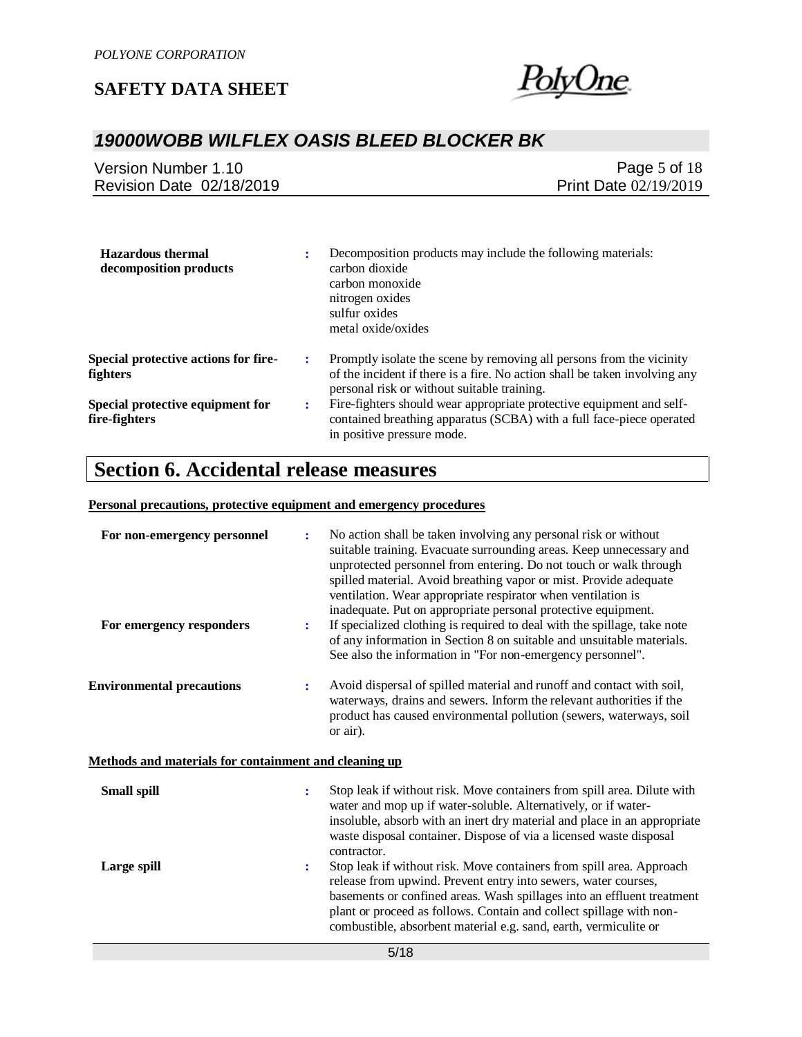| | | |
|---|---|---|
| **Hazardous thermal decomposition products** | : | Decomposition products may include the following materials:<br>carbon dioxide<br>carbon monoxide<br>nitrogen oxides<br>sulfur oxides<br>metal oxide/oxides |
| **Special protective actions for fire-fighters** | : | Promptly isolate the scene by removing all persons from the vicinity of the incident if there is a fire. No action shall be taken involving any personal risk or without suitable training. |
| **Special protective equipment for fire-fighters** | : | Fire-fighters should wear appropriate protective equipment and self-contained breathing apparatus (SCBA) with a full face-piece operated in positive pressure mode. |

# Section 6. Accidental release measures

**Personal precautions, protective equipment and emergency procedures**

| | | |
|---|---|---|
| **For non-emergency personnel** | : | No action shall be taken involving any personal risk or without suitable training. Evacuate surrounding areas. Keep unnecessary and unprotected personnel from entering. Do not touch or walk through spilled material. Avoid breathing vapor or mist. Provide adequate ventilation. Wear appropriate respirator when ventilation is inadequate. Put on appropriate personal protective equipment. |
| **For emergency responders** | : | If specialized clothing is required to deal with the spillage, take note of any information in Section 8 on suitable and unsuitable materials. See also the information in "For non-emergency personnel". |
| **Environmental precautions** | : | Avoid dispersal of spilled material and runoff and contact with soil, waterways, drains and sewers. Inform the relevant authorities if the product has caused environmental pollution (sewers, waterways, soil or air). |

**Methods and materials for containment and cleaning up**

| | | |
|---|---|---|
| **Small spill** | : | Stop leak if without risk. Move containers from spill area. Dilute with water and mop up if water-soluble. Alternatively, or if water-insoluble, absorb with an inert dry material and place in an appropriate waste disposal container. Dispose of via a licensed waste disposal contractor. |
| **Large spill** | : | Stop leak if without risk. Move containers from spill area. Approach release from upwind. Prevent entry into sewers, water courses, basements or confined areas. Wash spillages into an effluent treatment plant or proceed as follows. Contain and collect spillage with non-combustible, absorbent material e.g. sand, earth, vermiculite or |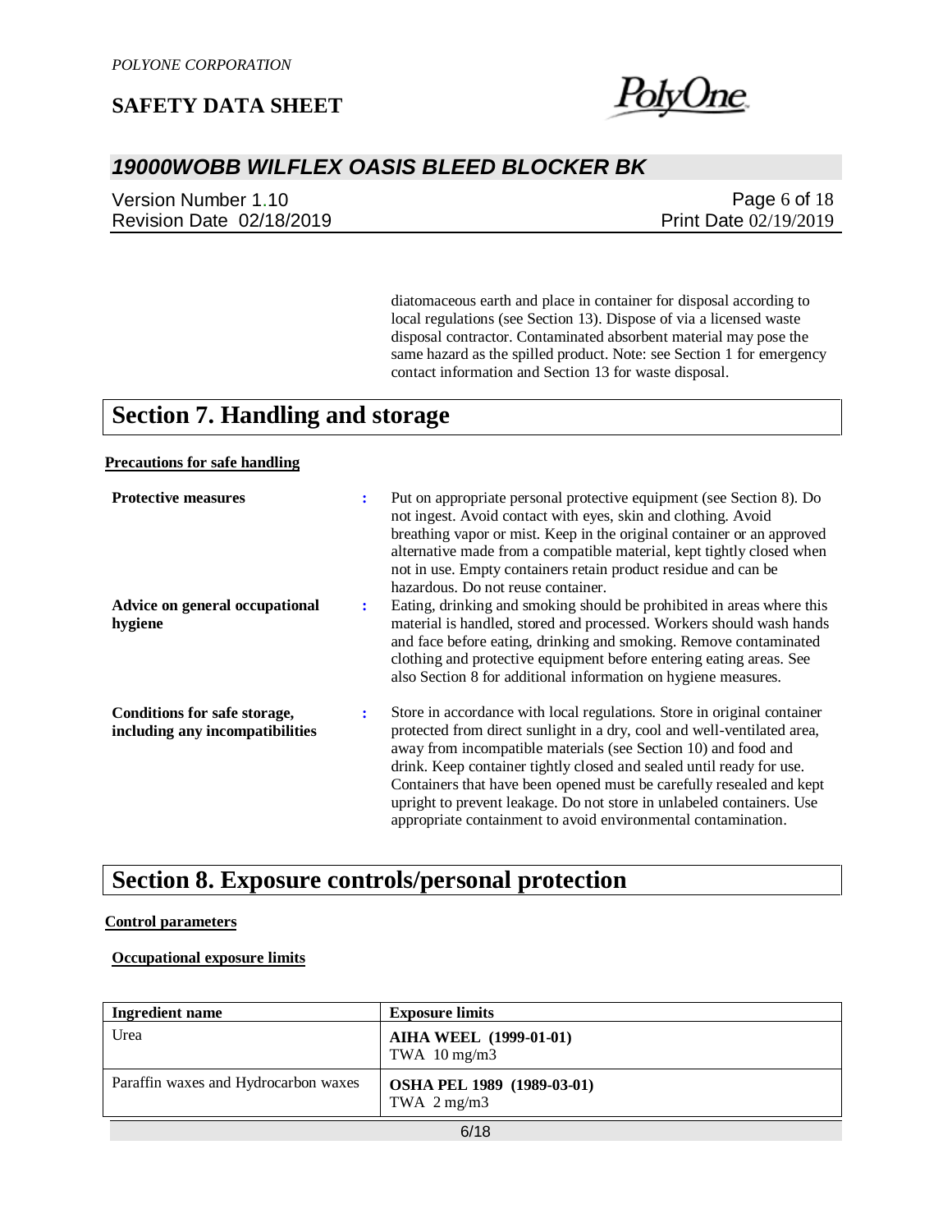diatomaceous earth and place in container for disposal according to local regulations (see Section 13). Dispose of via a licensed waste disposal contractor. Contaminated absorbent material may pose the same hazard as the spilled product. Note: see Section 1 for emergency contact information and Section 13 for waste disposal.

# Section 7. Handling and storage

**Precautions for safe handling**

**Protective measures** : Put on appropriate personal protective equipment (see Section 8). Do not ingest. Avoid contact with eyes, skin and clothing. Avoid breathing vapor or mist. Keep in the original container or an approved alternative made from a compatible material, kept tightly closed when not in use. Empty containers retain product residue and can be hazardous. Do not reuse container.

**Advice on general occupational hygiene** : Eating, drinking and smoking should be prohibited in areas where this material is handled, stored and processed. Workers should wash hands and face before eating, drinking and smoking. Remove contaminated clothing and protective equipment before entering eating areas. See also Section 8 for additional information on hygiene measures.

**Conditions for safe storage, including any incompatibilities** : Store in accordance with local regulations. Store in original container protected from direct sunlight in a dry, cool and well-ventilated area, away from incompatible materials (see Section 10) and food and drink. Keep container tightly closed and sealed until ready for use. Containers that have been opened must be carefully resealed and kept upright to prevent leakage. Do not store in unlabeled containers. Use appropriate containment to avoid environmental contamination.

# Section 8. Exposure controls/personal protection

**Control parameters**

**Occupational exposure limits**

| Ingredient name | Exposure limits |
|---|---|
| Urea | **AIHA WEEL (1999-01-01)**<br>TWA 10 mg/m3 |
| Paraffin waxes and Hydrocarbon waxes | **OSHA PEL 1989 (1989-03-01)**<br>TWA 2 mg/m3 |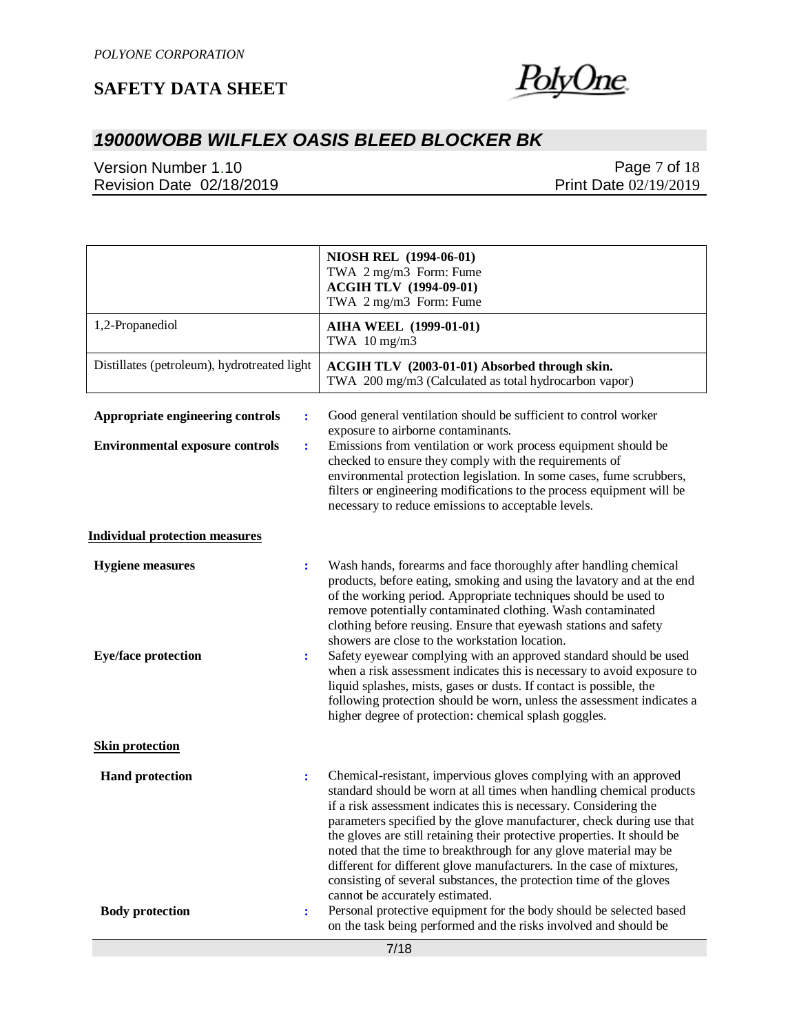| | |
|---|---|
| | **NIOSH REL (1994-06-01)**<br>TWA 2 mg/m3 Form: Fume<br>**ACGIH TLV (1994-09-01)**<br>TWA 2 mg/m3 Form: Fume |
| 1,2-Propanediol | **AIHA WEEL (1999-01-01)**<br>TWA 10 mg/m3 |
| Distillates (petroleum), hydrotreated light | **ACGIH TLV (2003-01-01) Absorbed through skin.**<br>TWA 200 mg/m3 (Calculated as total hydrocarbon vapor) |

**Appropriate engineering controls** : Good general ventilation should be sufficient to control worker exposure to airborne contaminants.

**Environmental exposure controls** : Emissions from ventilation or work process equipment should be checked to ensure they comply with the requirements of environmental protection legislation. In some cases, fume scrubbers, filters or engineering modifications to the process equipment will be necessary to reduce emissions to acceptable levels.

**Individual protection measures**

**Hygiene measures** : Wash hands, forearms and face thoroughly after handling chemical products, before eating, smoking and using the lavatory and at the end of the working period. Appropriate techniques should be used to remove potentially contaminated clothing. Wash contaminated clothing before reusing. Ensure that eyewash stations and safety showers are close to the workstation location.

**Eye/face protection** : Safety eyewear complying with an approved standard should be used when a risk assessment indicates this is necessary to avoid exposure to liquid splashes, mists, gases or dusts. If contact is possible, the following protection should be worn, unless the assessment indicates a higher degree of protection: chemical splash goggles.

**Skin protection**

**Hand protection** : Chemical-resistant, impervious gloves complying with an approved standard should be worn at all times when handling chemical products if a risk assessment indicates this is necessary. Considering the parameters specified by the glove manufacturer, check during use that the gloves are still retaining their protective properties. It should be noted that the time to breakthrough for any glove material may be different for different glove manufacturers. In the case of mixtures, consisting of several substances, the protection time of the gloves cannot be accurately estimated.

**Body protection** : Personal protective equipment for the body should be selected based on the task being performed and the risks involved and should be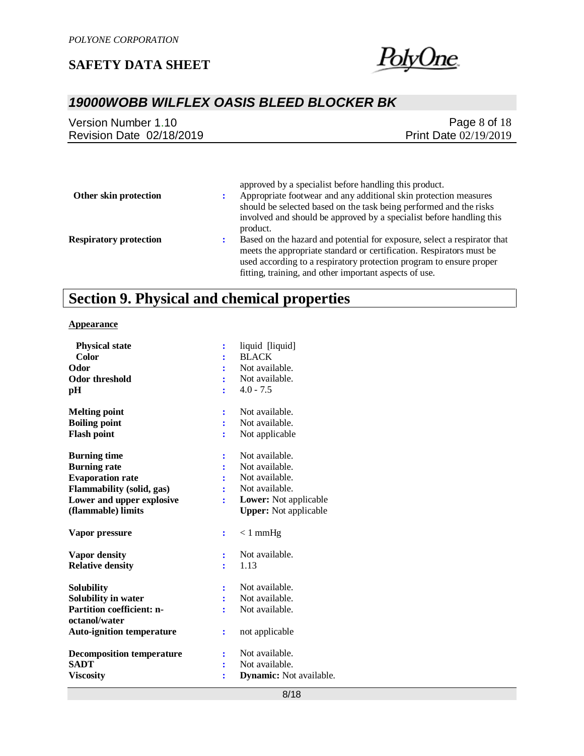| | | |
|---|---|---|
| | | approved by a specialist before handling this product. |
| **Other skin protection** | : | Appropriate footwear and any additional skin protection measures should be selected based on the task being performed and the risks involved and should be approved by a specialist before handling this product. |
| **Respiratory protection** | : | Based on the hazard and potential for exposure, select a respirator that meets the appropriate standard or certification. Respirators must be used according to a respiratory protection program to ensure proper fitting, training, and other important aspects of use. |

# Section 9. Physical and chemical properties

**Appearance**

| | | |
|---|---|---|
| **Physical state** | : | liquid [liquid] |
| **Color** | : | BLACK |
| **Odor** | : | Not available. |
| **Odor threshold** | : | Not available. |
| **pH** | : | 4.0 - 7.5 |
| **Melting point** | : | Not available. |
| **Boiling point** | : | Not available. |
| **Flash point** | : | Not applicable |
| **Burning time** | : | Not available. |
| **Burning rate** | : | Not available. |
| **Evaporation rate** | : | Not available. |
| **Flammability (solid, gas)** | : | Not available. |
| **Lower and upper explosive (flammable) limits** | : | **Lower:** Not applicable<br>**Upper:** Not applicable |
| **Vapor pressure** | : | < 1 mmHg |
| **Vapor density** | : | Not available. |
| **Relative density** | : | 1.13 |
| **Solubility** | : | Not available. |
| **Solubility in water** | : | Not available. |
| **Partition coefficient: n-octanol/water** | : | Not available. |
| **Auto-ignition temperature** | : | not applicable |
| **Decomposition temperature** | : | Not available. |
| **SADT** | : | Not available. |
| **Viscosity** | : | **Dynamic:** Not available. |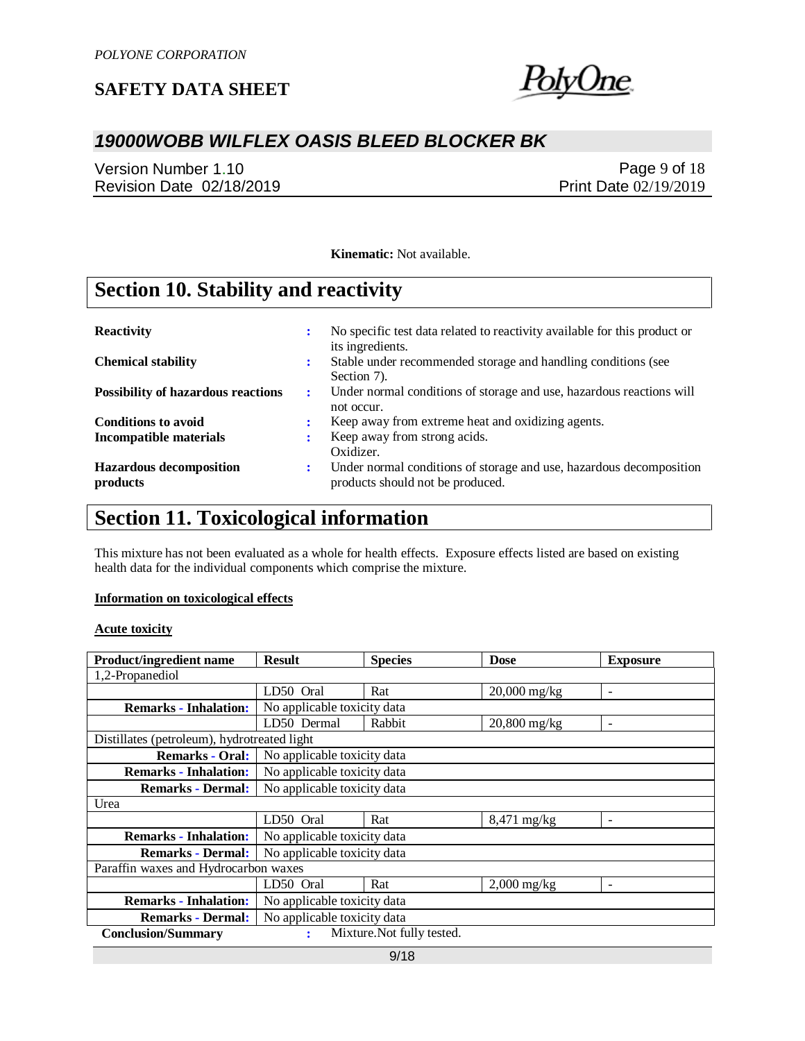**Kinematic:** Not available.

# Section 10. Stability and reactivity

| | | |
|---|---|---|
| **Reactivity** | : | No specific test data related to reactivity available for this product or its ingredients. |
| **Chemical stability** | : | Stable under recommended storage and handling conditions (see Section 7). |
| **Possibility of hazardous reactions** | : | Under normal conditions of storage and use, hazardous reactions will not occur. |
| **Conditions to avoid** | : | Keep away from extreme heat and oxidizing agents. |
| **Incompatible materials** | : | Keep away from strong acids. Oxidizer. |
| **Hazardous decomposition products** | : | Under normal conditions of storage and use, hazardous decomposition products should not be produced. |

# Section 11. Toxicological information

This mixture has not been evaluated as a whole for health effects. Exposure effects listed are based on existing health data for the individual components which comprise the mixture.

**Information on toxicological effects**

**Acute toxicity**

| Product/ingredient name | Result | Species | Dose | Exposure |
|---|---|---|---|---|
| 1,2-Propanediol | | | | |
| | LD50 Oral | Rat | 20,000 mg/kg | - |
| **Remarks - Inhalation:** | No applicable toxicity data | | | |
| | LD50 Dermal | Rabbit | 20,800 mg/kg | - |
| Distillates (petroleum), hydrotreated light | | | | |
| **Remarks - Oral:** | No applicable toxicity data | | | |
| **Remarks - Inhalation:** | No applicable toxicity data | | | |
| **Remarks - Dermal:** | No applicable toxicity data | | | |
| Urea | | | | |
| | LD50 Oral | Rat | 8,471 mg/kg | - |
| **Remarks - Inhalation:** | No applicable toxicity data | | | |
| **Remarks - Dermal:** | No applicable toxicity data | | | |
| Paraffin waxes and Hydrocarbon waxes | | | | |
| | LD50 Oral | Rat | 2,000 mg/kg | - |
| **Remarks - Inhalation:** | No applicable toxicity data | | | |
| **Remarks - Dermal:** | No applicable toxicity data | | | |

**Conclusion/Summary** : Mixture.Not fully tested.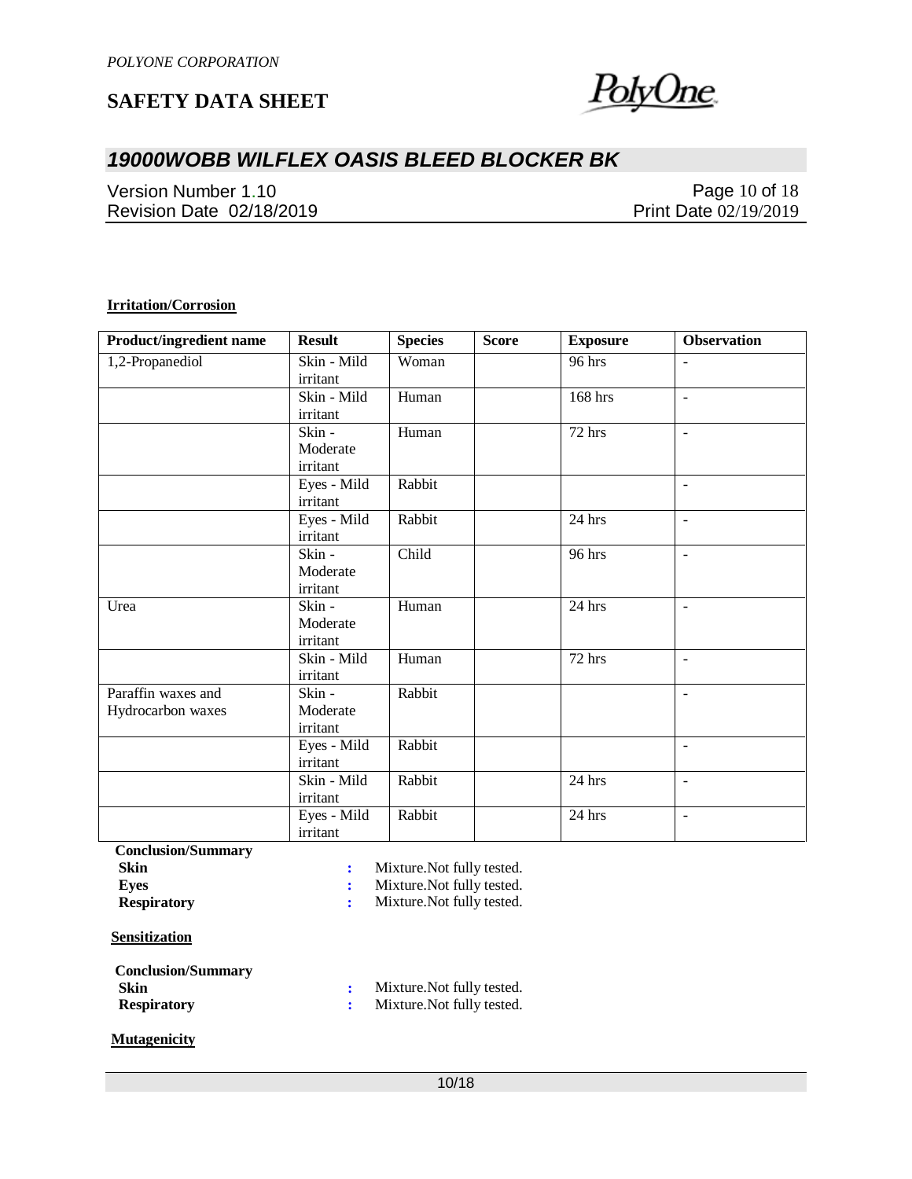**Irritation/Corrosion**

| Product/ingredient name | Result | Species | Score | Exposure | Observation |
|---|---|---|---|---|---|
| 1,2-Propanediol | Skin - Mild irritant | Woman | | 96 hrs | - |
| | Skin - Mild irritant | Human | | 168 hrs | - |
| | Skin - Moderate irritant | Human | | 72 hrs | - |
| | Eyes - Mild irritant | Rabbit | | | - |
| | Eyes - Mild irritant | Rabbit | | 24 hrs | - |
| | Skin - Moderate irritant | Child | | 96 hrs | - |
| Urea | Skin - Moderate irritant | Human | | 24 hrs | - |
| | Skin - Mild irritant | Human | | 72 hrs | - |
| Paraffin waxes and Hydrocarbon waxes | Skin - Moderate irritant | Rabbit | | | - |
| | Eyes - Mild irritant | Rabbit | | | - |
| | Skin - Mild irritant | Rabbit | | 24 hrs | - |
| | Eyes - Mild irritant | Rabbit | | 24 hrs | - |

**Conclusion/Summary**

**Skin** : Mixture.Not fully tested.

**Eyes** : Mixture.Not fully tested.

**Respiratory** : Mixture.Not fully tested.

**Sensitization**

**Conclusion/Summary**

**Skin** : Mixture.Not fully tested.

**Respiratory** : Mixture.Not fully tested.

**Mutagenicity**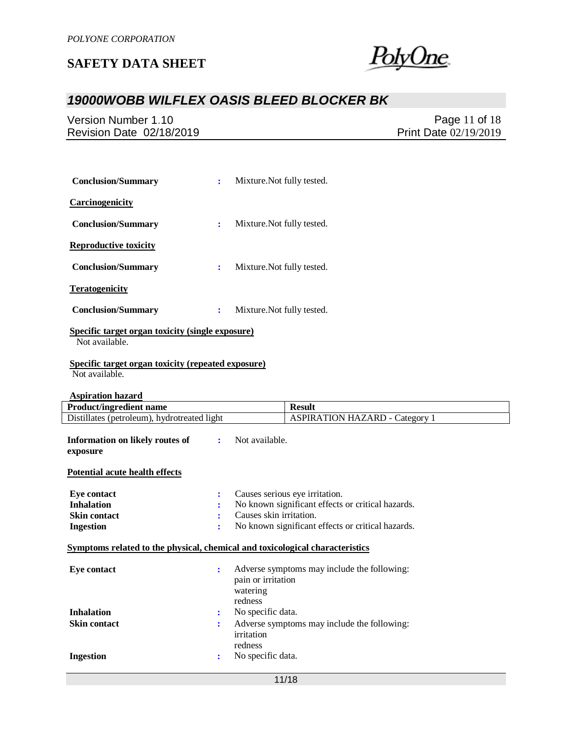**Conclusion/Summary** : Mixture.Not fully tested.

**Carcinogenicity**

**Conclusion/Summary** : Mixture.Not fully tested.

**Reproductive toxicity**

**Conclusion/Summary** : Mixture.Not fully tested.

**Teratogenicity**

**Conclusion/Summary** : Mixture.Not fully tested.

**Specific target organ toxicity (single exposure)**

Not available.

**Specific target organ toxicity (repeated exposure)**

Not available.

**Aspiration hazard**

| Product/ingredient name | Result |
|---|---|
| Distillates (petroleum), hydrotreated light | ASPIRATION HAZARD - Category 1 |

**Information on likely routes of exposure** : Not available.

**Potential acute health effects**

**Eye contact** : Causes serious eye irritation.
**Inhalation** : No known significant effects or critical hazards.
**Skin contact** : Causes skin irritation.
**Ingestion** : No known significant effects or critical hazards.

**Symptoms related to the physical, chemical and toxicological characteristics**

**Eye contact** : Adverse symptoms may include the following:
pain or irritation
watering
redness

**Inhalation** : No specific data.

**Skin contact** : Adverse symptoms may include the following:
irritation
redness

**Ingestion** : No specific data.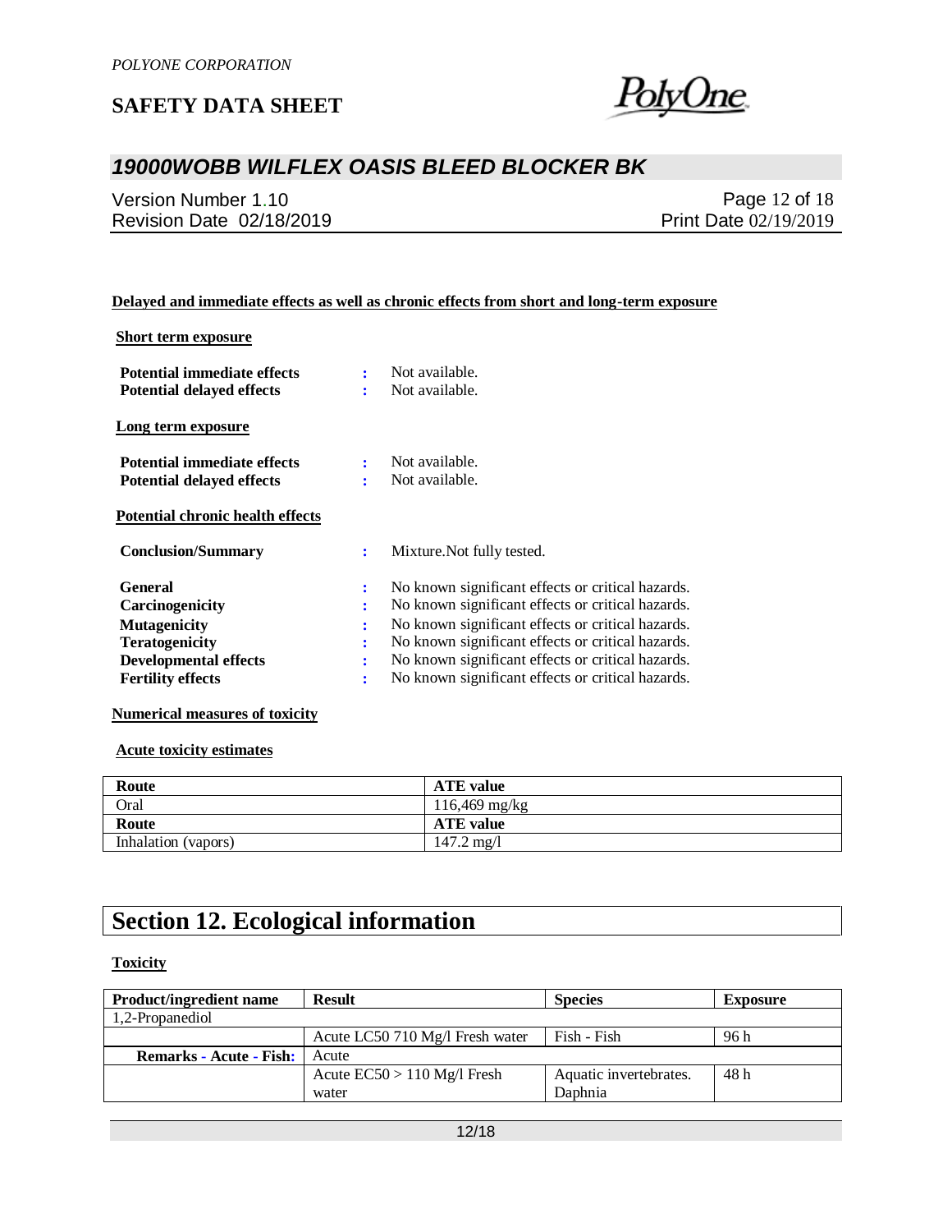#### Delayed and immediate effects as well as chronic effects from short and long-term exposure

**Short term exposure**

| | | |
|---|---|---|
| **Potential immediate effects** | : | Not available. |
| **Potential delayed effects** | : | Not available. |

**Long term exposure**

| | | |
|---|---|---|
| **Potential immediate effects** | : | Not available. |
| **Potential delayed effects** | : | Not available. |

**Potential chronic health effects**

| | | |
|---|---|---|
| **Conclusion/Summary** | : | Mixture.Not fully tested. |
| **General** | : | No known significant effects or critical hazards. |
| **Carcinogenicity** | : | No known significant effects or critical hazards. |
| **Mutagenicity** | : | No known significant effects or critical hazards. |
| **Teratogenicity** | : | No known significant effects or critical hazards. |
| **Developmental effects** | : | No known significant effects or critical hazards. |
| **Fertility effects** | : | No known significant effects or critical hazards. |

**Numerical measures of toxicity**

**Acute toxicity estimates**

| Route | ATE value |
|---|---|
| Oral | 116,469 mg/kg |
| **Route** | **ATE value** |
| Inhalation (vapors) | 147.2 mg/l |

## Section 12. Ecological information

**Toxicity**

| Product/ingredient name | Result | Species | Exposure |
|---|---|---|---|
| 1,2-Propanediol | | | |
| | Acute LC50 710 Mg/l Fresh water | Fish - Fish | 96 h |
| **Remarks - Acute - Fish:** | Acute | | |
| | Acute EC50 > 110 Mg/l Fresh water | Aquatic invertebrates. Daphnia | 48 h |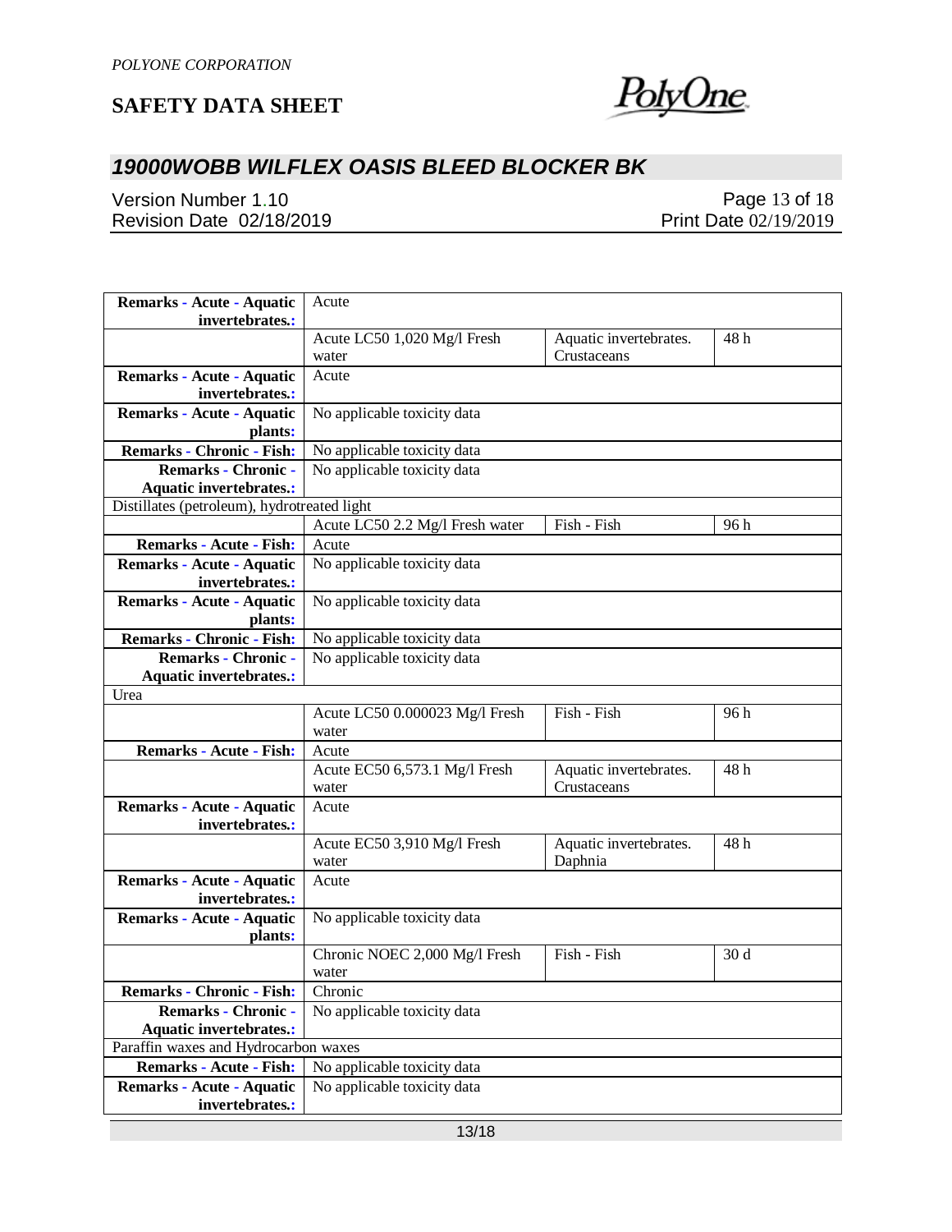| | | | |
|---|---|---|---|
| **Remarks - Acute - Aquatic invertebrates.:** | Acute | | |
| | Acute LC50 1,020 Mg/l Fresh water | Aquatic invertebrates. Crustaceans | 48 h |
| **Remarks - Acute - Aquatic invertebrates.:** | Acute | | |
| **Remarks - Acute - Aquatic plants:** | No applicable toxicity data | | |
| **Remarks - Chronic - Fish:** | No applicable toxicity data | | |
| **Remarks - Chronic - Aquatic invertebrates.:** | No applicable toxicity data | | |
| Distillates (petroleum), hydrotreated light | | | |
| | Acute LC50 2.2 Mg/l Fresh water | Fish - Fish | 96 h |
| **Remarks - Acute - Fish:** | Acute | | |
| **Remarks - Acute - Aquatic invertebrates.:** | No applicable toxicity data | | |
| **Remarks - Acute - Aquatic plants:** | No applicable toxicity data | | |
| **Remarks - Chronic - Fish:** | No applicable toxicity data | | |
| **Remarks - Chronic - Aquatic invertebrates.:** | No applicable toxicity data | | |
| Urea | | | |
| | Acute LC50 0.000023 Mg/l Fresh water | Fish - Fish | 96 h |
| **Remarks - Acute - Fish:** | Acute | | |
| | Acute EC50 6,573.1 Mg/l Fresh water | Aquatic invertebrates. Crustaceans | 48 h |
| **Remarks - Acute - Aquatic invertebrates.:** | Acute | | |
| | Acute EC50 3,910 Mg/l Fresh water | Aquatic invertebrates. Daphnia | 48 h |
| **Remarks - Acute - Aquatic invertebrates.:** | Acute | | |
| **Remarks - Acute - Aquatic plants:** | No applicable toxicity data | | |
| | Chronic NOEC 2,000 Mg/l Fresh water | Fish - Fish | 30 d |
| **Remarks - Chronic - Fish:** | Chronic | | |
| **Remarks - Chronic - Aquatic invertebrates.:** | No applicable toxicity data | | |
| Paraffin waxes and Hydrocarbon waxes | | | |
| **Remarks - Acute - Fish:** | No applicable toxicity data | | |
| **Remarks - Acute - Aquatic invertebrates.:** | No applicable toxicity data | | |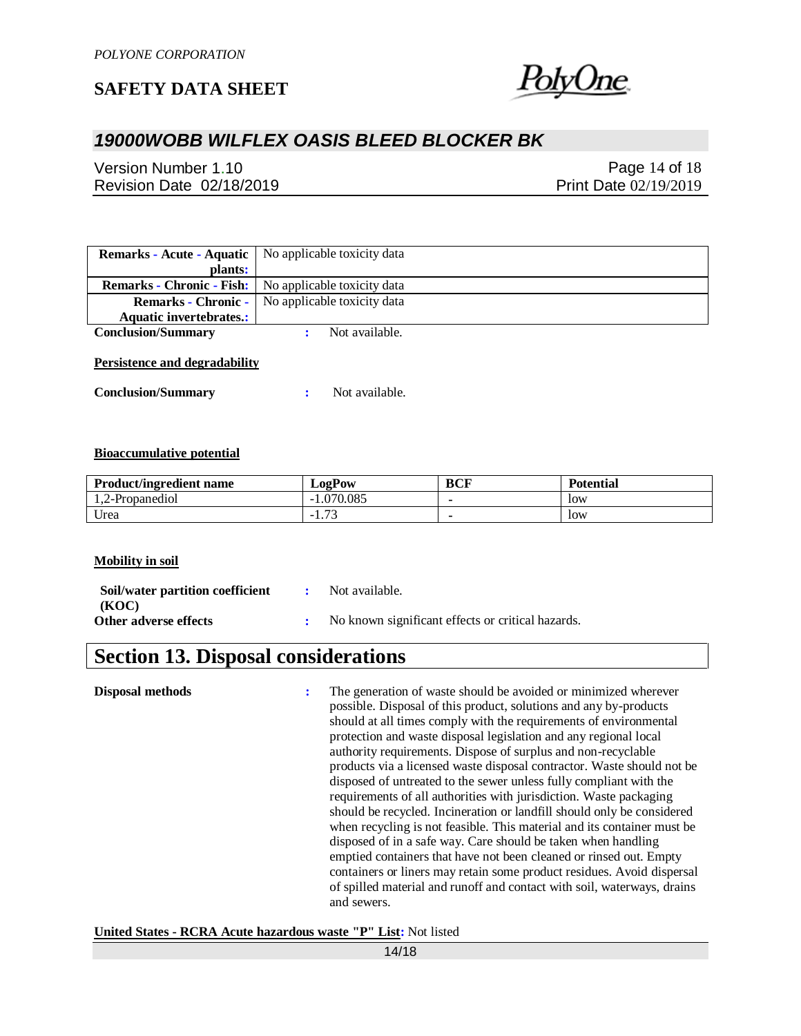| | |
|---|---|
| **Remarks - Acute - Aquatic plants:** | No applicable toxicity data |
| **Remarks - Chronic - Fish:** | No applicable toxicity data |
| **Remarks - Chronic - Aquatic invertebrates.:** | No applicable toxicity data |

**Conclusion/Summary** : Not available.

**Persistence and degradability**

**Conclusion/Summary** : Not available.

**Bioaccumulative potential**

| Product/ingredient name | LogPow | BCF | Potential |
|---|---|---|---|
| 1,2-Propanediol | -1.070.085 | - | low |
| Urea | -1.73 | - | low |

**Mobility in soil**

**Soil/water partition coefficient (KOC)** : Not available.

**Other adverse effects** : No known significant effects or critical hazards.

# Section 13. Disposal considerations

**Disposal methods** : The generation of waste should be avoided or minimized wherever possible. Disposal of this product, solutions and any by-products should at all times comply with the requirements of environmental protection and waste disposal legislation and any regional local authority requirements. Dispose of surplus and non-recyclable products via a licensed waste disposal contractor. Waste should not be disposed of untreated to the sewer unless fully compliant with the requirements of all authorities with jurisdiction. Waste packaging should be recycled. Incineration or landfill should only be considered when recycling is not feasible. This material and its container must be disposed of in a safe way. Care should be taken when handling emptied containers that have not been cleaned or rinsed out. Empty containers or liners may retain some product residues. Avoid dispersal of spilled material and runoff and contact with soil, waterways, drains and sewers.

**United States - RCRA Acute hazardous waste "P" List:** Not listed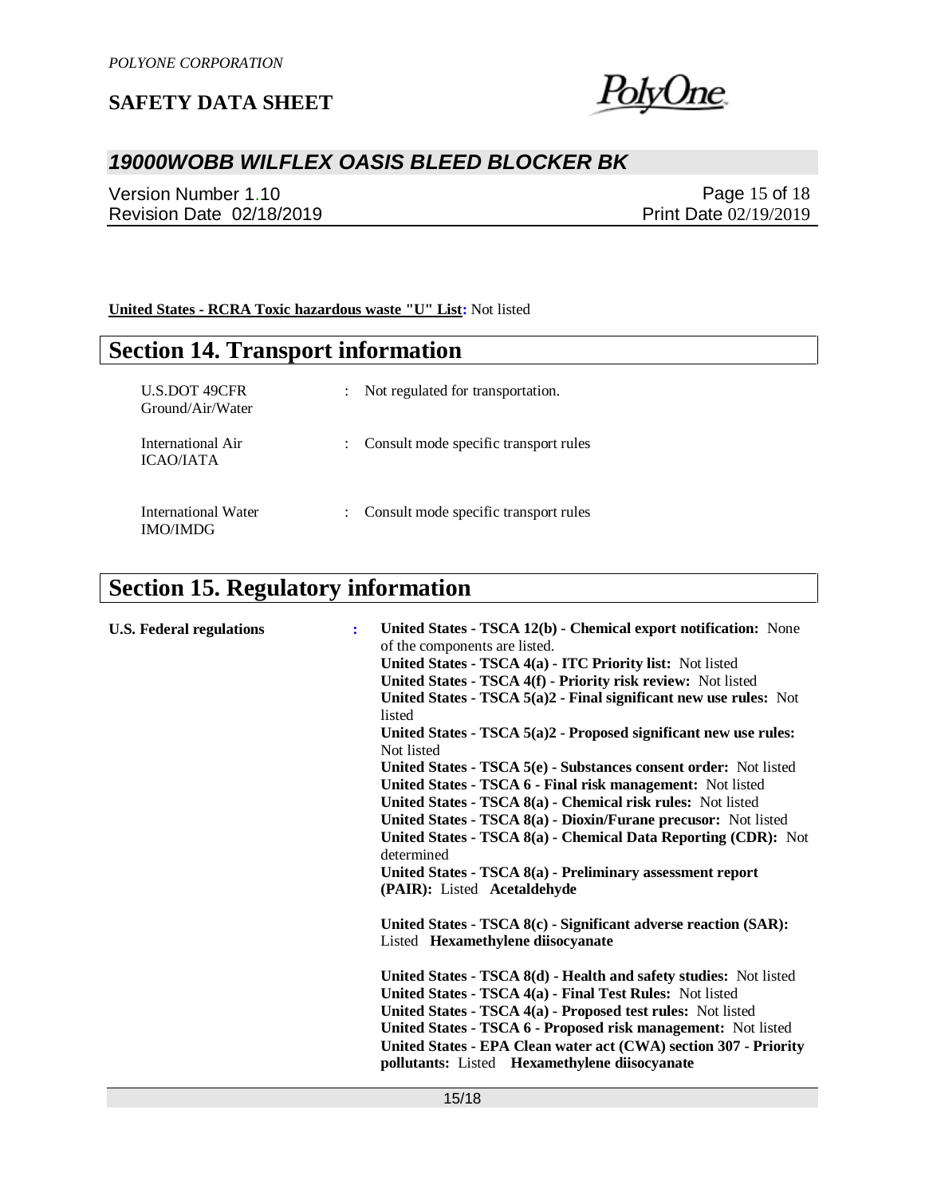**United States - RCRA Toxic hazardous waste "U" List:** Not listed

# Section 14. Transport information

| | | |
|---|---|---|
| U.S.DOT 49CFR Ground/Air/Water | : | Not regulated for transportation. |
| International Air ICAO/IATA | : | Consult mode specific transport rules |
| International Water IMO/IMDG | : | Consult mode specific transport rules |

# Section 15. Regulatory information

**U.S. Federal regulations** :

**United States - TSCA 12(b) - Chemical export notification:** None of the components are listed.
**United States - TSCA 4(a) - ITC Priority list:** Not listed
**United States - TSCA 4(f) - Priority risk review:** Not listed
**United States - TSCA 5(a)2 - Final significant new use rules:** Not listed
**United States - TSCA 5(a)2 - Proposed significant new use rules:** Not listed
**United States - TSCA 5(e) - Substances consent order:** Not listed
**United States - TSCA 6 - Final risk management:** Not listed
**United States - TSCA 8(a) - Chemical risk rules:** Not listed
**United States - TSCA 8(a) - Dioxin/Furane precusor:** Not listed
**United States - TSCA 8(a) - Chemical Data Reporting (CDR):** Not determined
**United States - TSCA 8(a) - Preliminary assessment report (PAIR):** Listed **Acetaldehyde**

**United States - TSCA 8(c) - Significant adverse reaction (SAR):** Listed **Hexamethylene diisocyanate**

**United States - TSCA 8(d) - Health and safety studies:** Not listed
**United States - TSCA 4(a) - Final Test Rules:** Not listed
**United States - TSCA 4(a) - Proposed test rules:** Not listed
**United States - TSCA 6 - Proposed risk management:** Not listed
**United States - EPA Clean water act (CWA) section 307 - Priority pollutants:** Listed **Hexamethylene diisocyanate**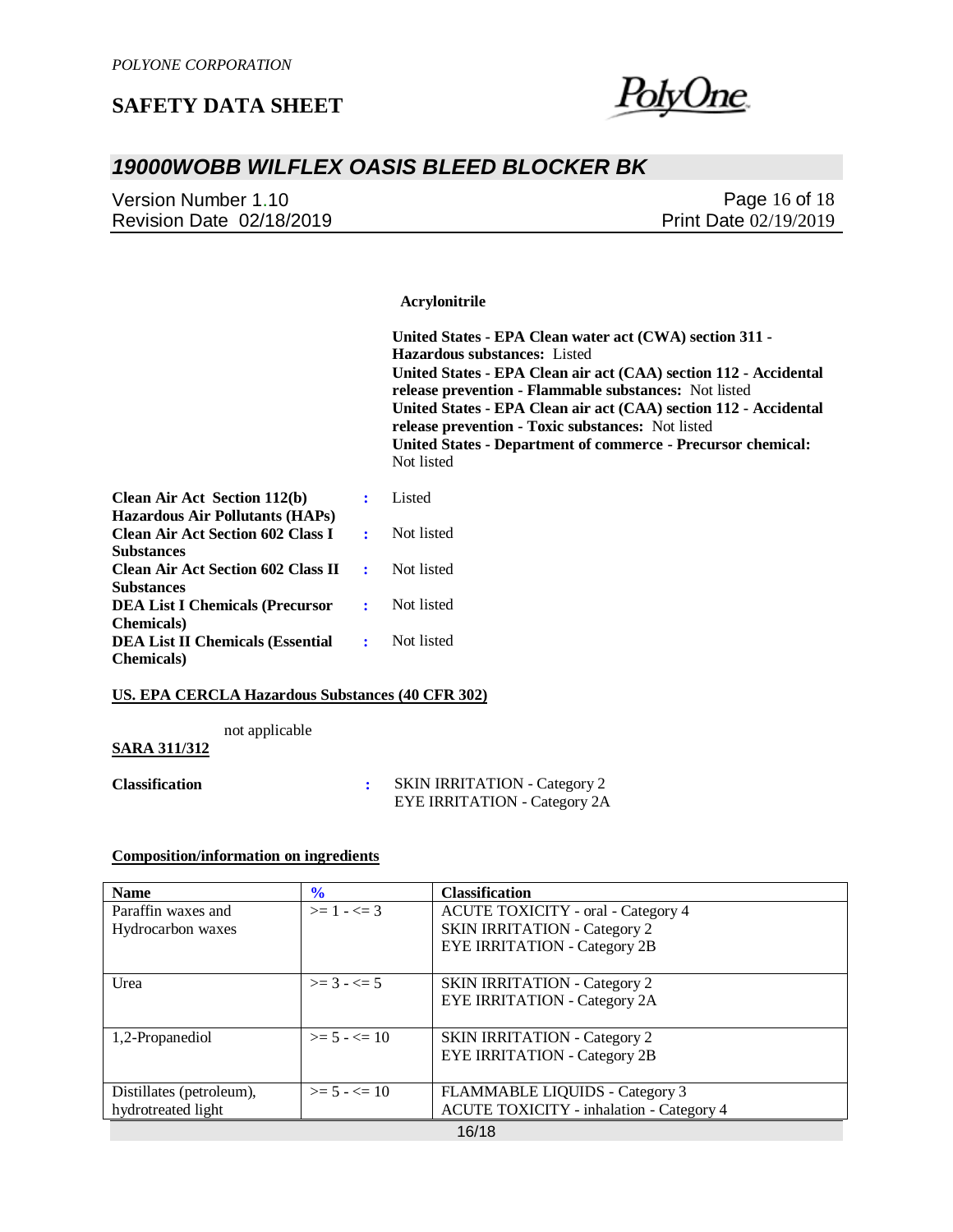**Acrylonitrile**

**United States - EPA Clean water act (CWA) section 311 - Hazardous substances:** Listed
**United States - EPA Clean air act (CAA) section 112 - Accidental release prevention - Flammable substances:** Not listed
**United States - EPA Clean air act (CAA) section 112 - Accidental release prevention - Toxic substances:** Not listed
**United States - Department of commerce - Precursor chemical:** Not listed

**Clean Air Act Section 112(b) Hazardous Air Pollutants (HAPs)** : Listed
**Clean Air Act Section 602 Class I Substances** : Not listed
**Clean Air Act Section 602 Class II Substances** : Not listed
**DEA List I Chemicals (Precursor Chemicals)** : Not listed
**DEA List II Chemicals (Essential Chemicals)** : Not listed

**US. EPA CERCLA Hazardous Substances (40 CFR 302)**

not applicable

**SARA 311/312**

**Classification** : SKIN IRRITATION - Category 2
EYE IRRITATION - Category 2A

**Composition/information on ingredients**

| Name | % | Classification |
|---|---|---|
| Paraffin waxes and Hydrocarbon waxes | >= 1 - <= 3 | ACUTE TOXICITY - oral - Category 4<br>SKIN IRRITATION - Category 2<br>EYE IRRITATION - Category 2B |
| Urea | >= 3 - <= 5 | SKIN IRRITATION - Category 2<br>EYE IRRITATION - Category 2A |
| 1,2-Propanediol | >= 5 - <= 10 | SKIN IRRITATION - Category 2<br>EYE IRRITATION - Category 2B |
| Distillates (petroleum), hydrotreated light | >= 5 - <= 10 | FLAMMABLE LIQUIDS - Category 3<br>ACUTE TOXICITY - inhalation - Category 4 |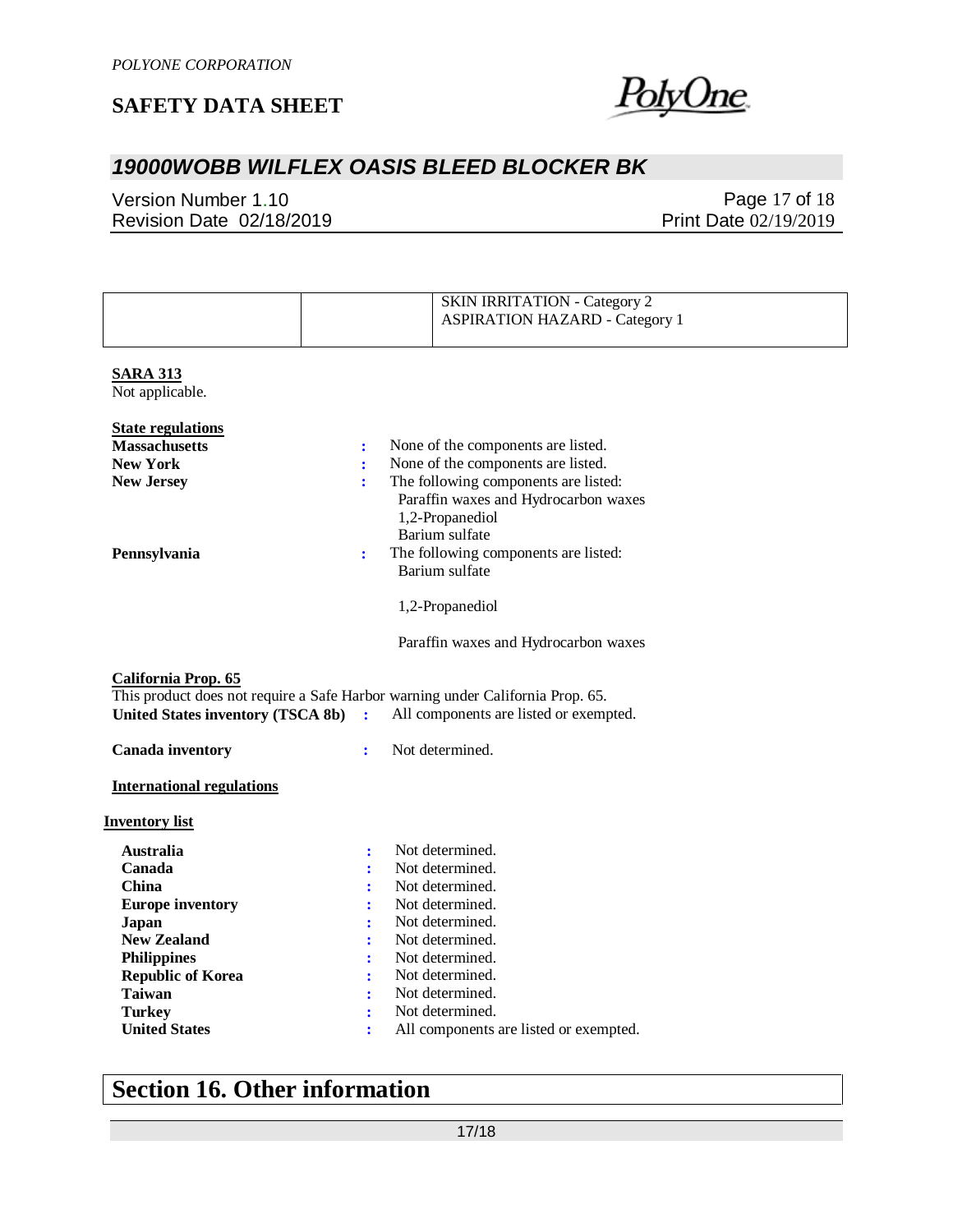| | | |
|---|---|---|
| | | SKIN IRRITATION - Category 2<br>ASPIRATION HAZARD - Category 1 |

**SARA 313**

Not applicable.

**State regulations**

| | | |
|---|---|---|
| **Massachusetts** | : | None of the components are listed. |
| **New York** | : | None of the components are listed. |
| **New Jersey** | : | The following components are listed:<br>Paraffin waxes and Hydrocarbon waxes<br>1,2-Propanediol<br>Barium sulfate |
| **Pennsylvania** | : | The following components are listed:<br>Barium sulfate<br><br>1,2-Propanediol<br><br>Paraffin waxes and Hydrocarbon waxes |

**California Prop. 65**

This product does not require a Safe Harbor warning under California Prop. 65.

**United States inventory (TSCA 8b)** : All components are listed or exempted.

**Canada inventory** : Not determined.

**International regulations**

**Inventory list**

| | | |
|---|---|---|
| **Australia** | : | Not determined. |
| **Canada** | : | Not determined. |
| **China** | : | Not determined. |
| **Europe inventory** | : | Not determined. |
| **Japan** | : | Not determined. |
| **New Zealand** | : | Not determined. |
| **Philippines** | : | Not determined. |
| **Republic of Korea** | : | Not determined. |
| **Taiwan** | : | Not determined. |
| **Turkey** | : | Not determined. |
| **United States** | : | All components are listed or exempted. |

# Section 16. Other information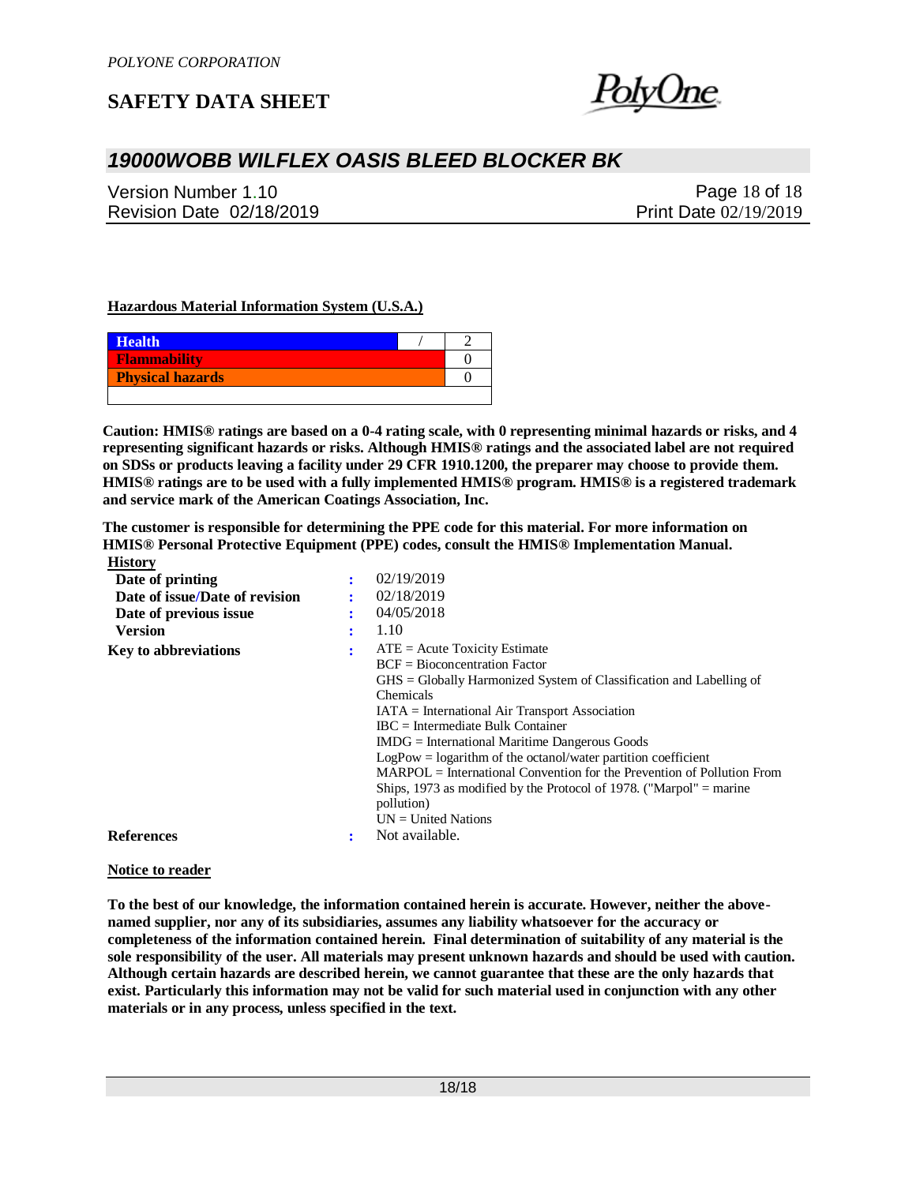### Hazardous Material Information System (U.S.A.)

| | | |
|---|---|---|
| Health | / | 2 |
| Flammability | | 0 |
| Physical hazards | | 0 |
| | | |

**Caution: HMIS® ratings are based on a 0-4 rating scale, with 0 representing minimal hazards or risks, and 4 representing significant hazards or risks. Although HMIS® ratings and the associated label are not required on SDSs or products leaving a facility under 29 CFR 1910.1200, the preparer may choose to provide them. HMIS® ratings are to be used with a fully implemented HMIS® program. HMIS® is a registered trademark and service mark of the American Coatings Association, Inc.**

**The customer is responsible for determining the PPE code for this material. For more information on HMIS® Personal Protective Equipment (PPE) codes, consult the HMIS® Implementation Manual.**

### History

| | | |
|---|---|---|
| **Date of printing** | : | 02/19/2019 |
| **Date of issue/Date of revision** | : | 02/18/2019 |
| **Date of previous issue** | : | 04/05/2018 |
| **Version** | : | 1.10 |

**Key to abbreviations** : ATE = Acute Toxicity Estimate
BCF = Bioconcentration Factor
GHS = Globally Harmonized System of Classification and Labelling of Chemicals
IATA = International Air Transport Association
IBC = Intermediate Bulk Container
IMDG = International Maritime Dangerous Goods
LogPow = logarithm of the octanol/water partition coefficient
MARPOL = International Convention for the Prevention of Pollution From Ships, 1973 as modified by the Protocol of 1978. ("Marpol" = marine pollution)
UN = United Nations

**References** : Not available.

### Notice to reader

**To the best of our knowledge, the information contained herein is accurate. However, neither the above-named supplier, nor any of its subsidiaries, assumes any liability whatsoever for the accuracy or completeness of the information contained herein. Final determination of suitability of any material is the sole responsibility of the user. All materials may present unknown hazards and should be used with caution. Although certain hazards are described herein, we cannot guarantee that these are the only hazards that exist. Particularly this information may not be valid for such material used in conjunction with any other materials or in any process, unless specified in the text.**